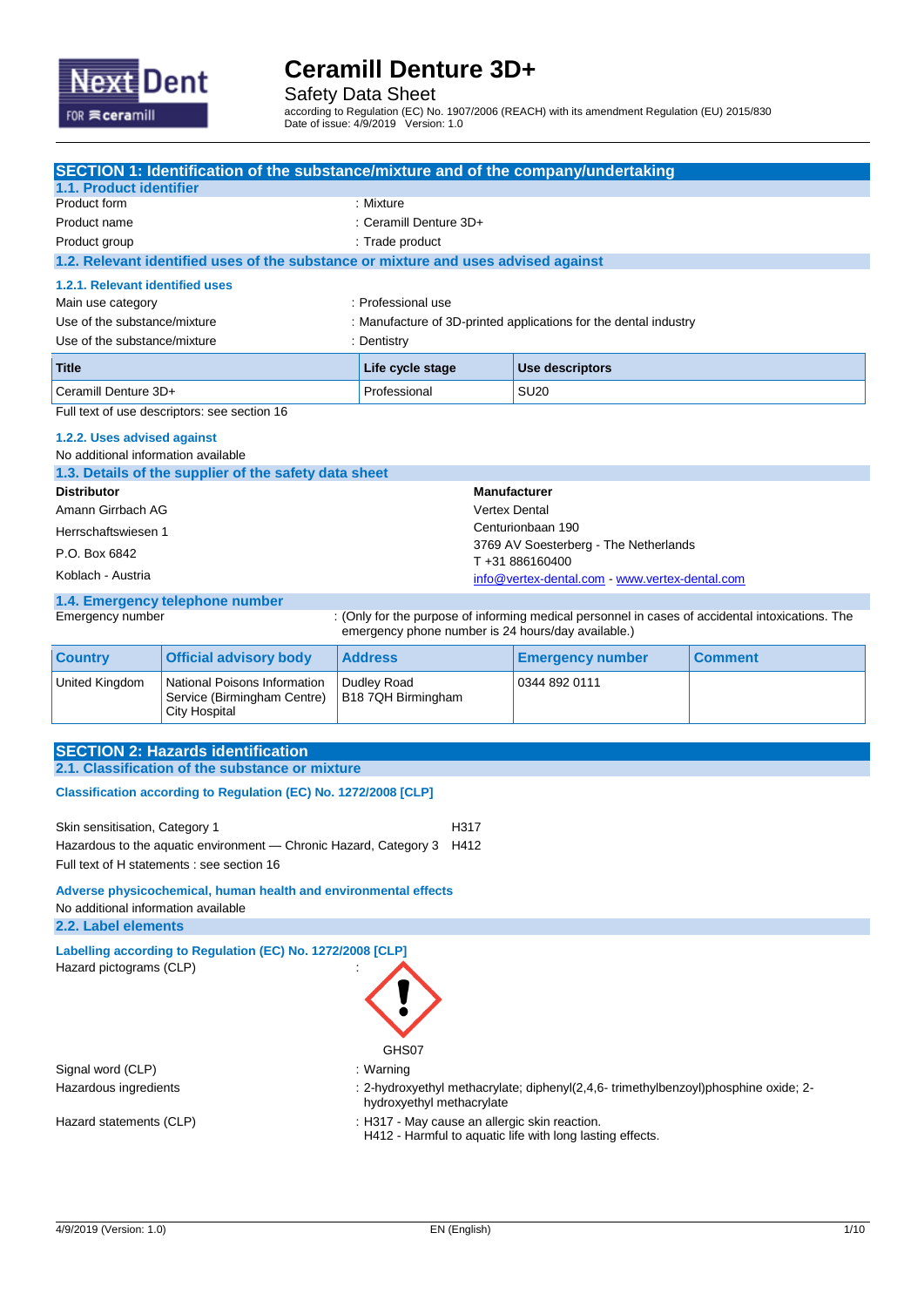# Ceramill Denture 3D+

Safety Data Sheet

according to Regulation (EC) No. 1907/2006 (REACH) with its amendment Regulation (EU) 2015/830
Date of issue: 4/9/2019 Version: 1.0

## SECTION 1: Identification of the substance/mixture and of the company/undertaking

### 1.1. Product identifier

| | |
|---|---|
| Product form | : Mixture |
| Product name | : Ceramill Denture 3D+ |
| Product group | : Trade product |

### 1.2. Relevant identified uses of the substance or mixture and uses advised against

#### 1.2.1. Relevant identified uses

| | |
|---|---|
| Main use category | : Professional use |
| Use of the substance/mixture | : Manufacture of 3D-printed applications for the dental industry |
| Use of the substance/mixture | : Dentistry |

| Title | Life cycle stage | Use descriptors |
|---|---|---|
| Ceramill Denture 3D+ | Professional | SU20 |

Full text of use descriptors: see section 16

#### 1.2.2. Uses advised against

No additional information available

### 1.3. Details of the supplier of the safety data sheet

**Distributor**
Amann Girrbach AG
Herrschaftswiesen 1
P.O. Box 6842
Koblach - Austria

**Manufacturer**
Vertex Dental
Centurionbaan 190
3769 AV Soesterberg - The Netherlands
T +31 886160400
info@vertex-dental.com - www.vertex-dental.com

### 1.4. Emergency telephone number

Emergency number : (Only for the purpose of informing medical personnel in cases of accidental intoxications. The emergency phone number is 24 hours/day available.)

| Country | Official advisory body | Address | Emergency number | Comment |
|---|---|---|---|---|
| United Kingdom | National Poisons Information Service (Birmingham Centre) City Hospital | Dudley Road B18 7QH Birmingham | 0344 892 0111 | |

## SECTION 2: Hazards identification

### 2.1. Classification of the substance or mixture

**Classification according to Regulation (EC) No. 1272/2008 [CLP]**

| | |
|---|---|
| Skin sensitisation, Category 1 | H317 |
| Hazardous to the aquatic environment — Chronic Hazard, Category 3 | H412 |

Full text of H statements : see section 16

**Adverse physicochemical, human health and environmental effects**

No additional information available

### 2.2. Label elements

**Labelling according to Regulation (EC) No. 1272/2008 [CLP]**

Hazard pictograms (CLP) :

GHS07

| | |
|---|---|
| Signal word (CLP) | : Warning |
| Hazardous ingredients | : 2-hydroxyethyl methacrylate; diphenyl(2,4,6- trimethylbenzoyl)phosphine oxide; 2-hydroxyethyl methacrylate |
| Hazard statements (CLP) | : H317 - May cause an allergic skin reaction.<br>H412 - Harmful to aquatic life with long lasting effects. |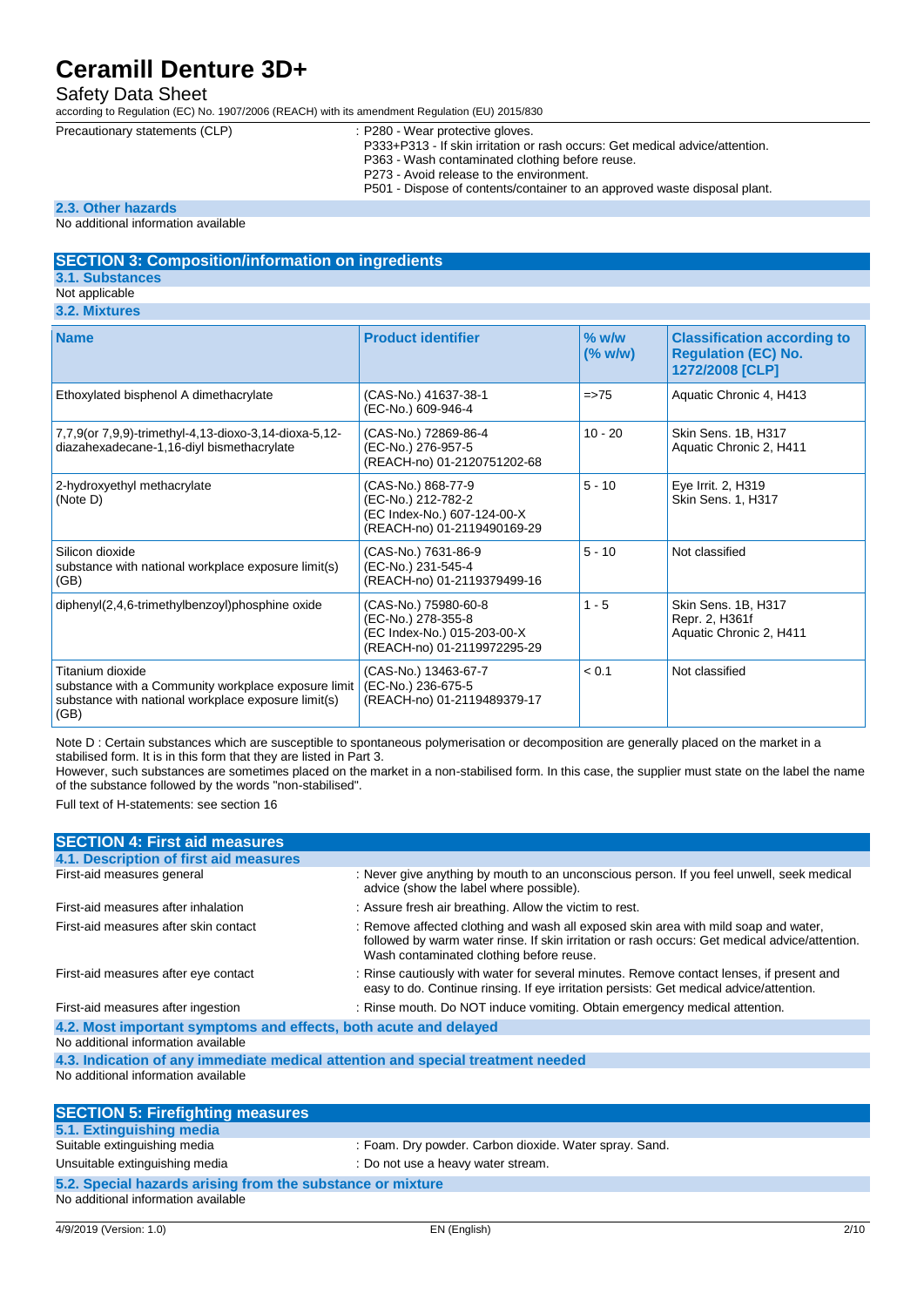Precautionary statements (CLP) : P280 - Wear protective gloves.
P333+P313 - If skin irritation or rash occurs: Get medical advice/attention.
P363 - Wash contaminated clothing before reuse.
P273 - Avoid release to the environment.
P501 - Dispose of contents/container to an approved waste disposal plant.

### 2.3. Other hazards

No additional information available

## SECTION 3: Composition/information on ingredients

### 3.1. Substances

Not applicable

### 3.2. Mixtures

| Name | Product identifier | % w/w (% w/w) | Classification according to Regulation (EC) No. 1272/2008 [CLP] |
|---|---|---|---|
| Ethoxylated bisphenol A dimethacrylate | (CAS-No.) 41637-38-1<br>(EC-No.) 609-946-4 | =>75 | Aquatic Chronic 4, H413 |
| 7,7,9(or 7,9,9)-trimethyl-4,13-dioxo-3,14-dioxa-5,12-diazahexadecane-1,16-diyl bismethacrylate | (CAS-No.) 72869-86-4<br>(EC-No.) 276-957-5<br>(REACH-no) 01-2120751202-68 | 10 - 20 | Skin Sens. 1B, H317<br>Aquatic Chronic 2, H411 |
| 2-hydroxyethyl methacrylate<br>(Note D) | (CAS-No.) 868-77-9<br>(EC-No.) 212-782-2<br>(EC Index-No.) 607-124-00-X<br>(REACH-no) 01-2119490169-29 | 5 - 10 | Eye Irrit. 2, H319<br>Skin Sens. 1, H317 |
| Silicon dioxide<br>substance with national workplace exposure limit(s) (GB) | (CAS-No.) 7631-86-9<br>(EC-No.) 231-545-4<br>(REACH-no) 01-2119379499-16 | 5 - 10 | Not classified |
| diphenyl(2,4,6-trimethylbenzoyl)phosphine oxide | (CAS-No.) 75980-60-8<br>(EC-No.) 278-355-8<br>(EC Index-No.) 015-203-00-X<br>(REACH-no) 01-2119972295-29 | 1 - 5 | Skin Sens. 1B, H317<br>Repr. 2, H361f<br>Aquatic Chronic 2, H411 |
| Titanium dioxide<br>substance with a Community workplace exposure limit<br>substance with national workplace exposure limit(s) (GB) | (CAS-No.) 13463-67-7<br>(EC-No.) 236-675-5<br>(REACH-no) 01-2119489379-17 | < 0.1 | Not classified |

Note D : Certain substances which are susceptible to spontaneous polymerisation or decomposition are generally placed on the market in a stabilised form. It is in this form that they are listed in Part 3.
However, such substances are sometimes placed on the market in a non-stabilised form. In this case, the supplier must state on the label the name of the substance followed by the words "non-stabilised".

Full text of H-statements: see section 16

## SECTION 4: First aid measures

### 4.1. Description of first aid measures

First-aid measures general : Never give anything by mouth to an unconscious person. If you feel unwell, seek medical advice (show the label where possible).

First-aid measures after inhalation : Assure fresh air breathing. Allow the victim to rest.

First-aid measures after skin contact : Remove affected clothing and wash all exposed skin area with mild soap and water, followed by warm water rinse. If skin irritation or rash occurs: Get medical advice/attention. Wash contaminated clothing before reuse.

First-aid measures after eye contact : Rinse cautiously with water for several minutes. Remove contact lenses, if present and easy to do. Continue rinsing. If eye irritation persists: Get medical advice/attention.

First-aid measures after ingestion : Rinse mouth. Do NOT induce vomiting. Obtain emergency medical attention.

### 4.2. Most important symptoms and effects, both acute and delayed

No additional information available

### 4.3. Indication of any immediate medical attention and special treatment needed

No additional information available

## SECTION 5: Firefighting measures

### 5.1. Extinguishing media

Suitable extinguishing media : Foam. Dry powder. Carbon dioxide. Water spray. Sand.

Unsuitable extinguishing media : Do not use a heavy water stream.

### 5.2. Special hazards arising from the substance or mixture

No additional information available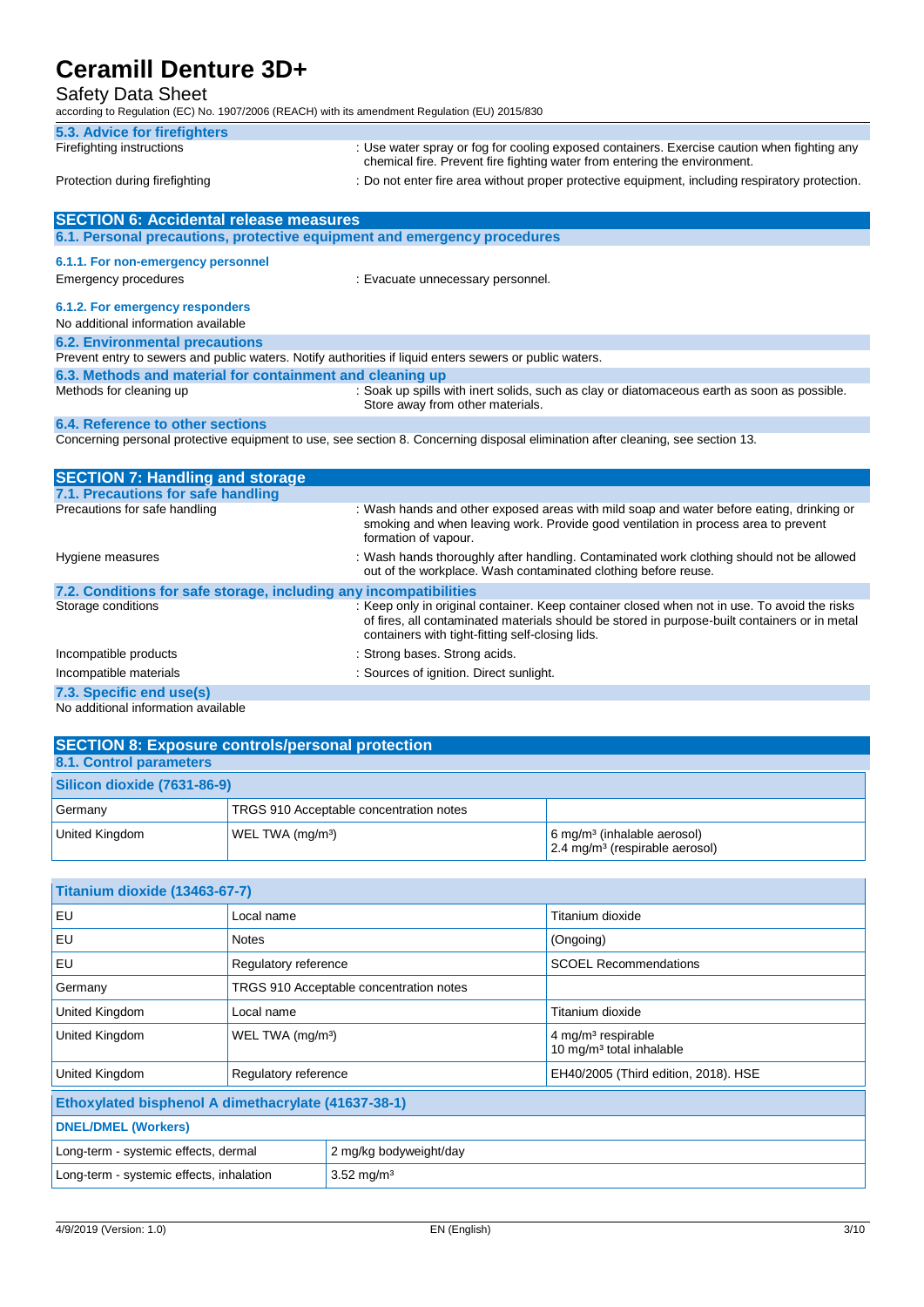### 5.3. Advice for firefighters

| | |
|---|---|
| Firefighting instructions | : Use water spray or fog for cooling exposed containers. Exercise caution when fighting any chemical fire. Prevent fire fighting water from entering the environment. |
| Protection during firefighting | : Do not enter fire area without proper protective equipment, including respiratory protection. |

## SECTION 6: Accidental release measures

### 6.1. Personal precautions, protective equipment and emergency procedures

#### 6.1.1. For non-emergency personnel

| | |
|---|---|
| Emergency procedures | : Evacuate unnecessary personnel. |

#### 6.1.2. For emergency responders

No additional information available

### 6.2. Environmental precautions

Prevent entry to sewers and public waters. Notify authorities if liquid enters sewers or public waters.

### 6.3. Methods and material for containment and cleaning up

| | |
|---|---|
| Methods for cleaning up | : Soak up spills with inert solids, such as clay or diatomaceous earth as soon as possible. Store away from other materials. |

### 6.4. Reference to other sections

Concerning personal protective equipment to use, see section 8. Concerning disposal elimination after cleaning, see section 13.

## SECTION 7: Handling and storage

### 7.1. Precautions for safe handling

| | |
|---|---|
| Precautions for safe handling | : Wash hands and other exposed areas with mild soap and water before eating, drinking or smoking and when leaving work. Provide good ventilation in process area to prevent formation of vapour. |
| Hygiene measures | : Wash hands thoroughly after handling. Contaminated work clothing should not be allowed out of the workplace. Wash contaminated clothing before reuse. |

### 7.2. Conditions for safe storage, including any incompatibilities

| | |
|---|---|
| Storage conditions | : Keep only in original container. Keep container closed when not in use. To avoid the risks of fires, all contaminated materials should be stored in purpose-built containers or in metal containers with tight-fitting self-closing lids. |
| Incompatible products | : Strong bases. Strong acids. |
| Incompatible materials | : Sources of ignition. Direct sunlight. |

### 7.3. Specific end use(s)

No additional information available

## SECTION 8: Exposure controls/personal protection

### 8.1. Control parameters

| Silicon dioxide (7631-86-9) | | |
|---|---|---|
| Germany | TRGS 910 Acceptable concentration notes | |
| United Kingdom | WEL TWA (mg/m³) | 6 mg/m³ (inhalable aerosol)<br>2.4 mg/m³ (respirable aerosol) |

| Titanium dioxide (13463-67-7) | | |
|---|---|---|
| EU | Local name | Titanium dioxide |
| EU | Notes | (Ongoing) |
| EU | Regulatory reference | SCOEL Recommendations |
| Germany | TRGS 910 Acceptable concentration notes | |
| United Kingdom | Local name | Titanium dioxide |
| United Kingdom | WEL TWA (mg/m³) | 4 mg/m³ respirable<br>10 mg/m³ total inhalable |
| United Kingdom | Regulatory reference | EH40/2005 (Third edition, 2018). HSE |

| Ethoxylated bisphenol A dimethacrylate (41637-38-1) | |
|---|---|
| **DNEL/DMEL (Workers)** | |
| Long-term - systemic effects, dermal | 2 mg/kg bodyweight/day |
| Long-term - systemic effects, inhalation | 3.52 mg/m³ |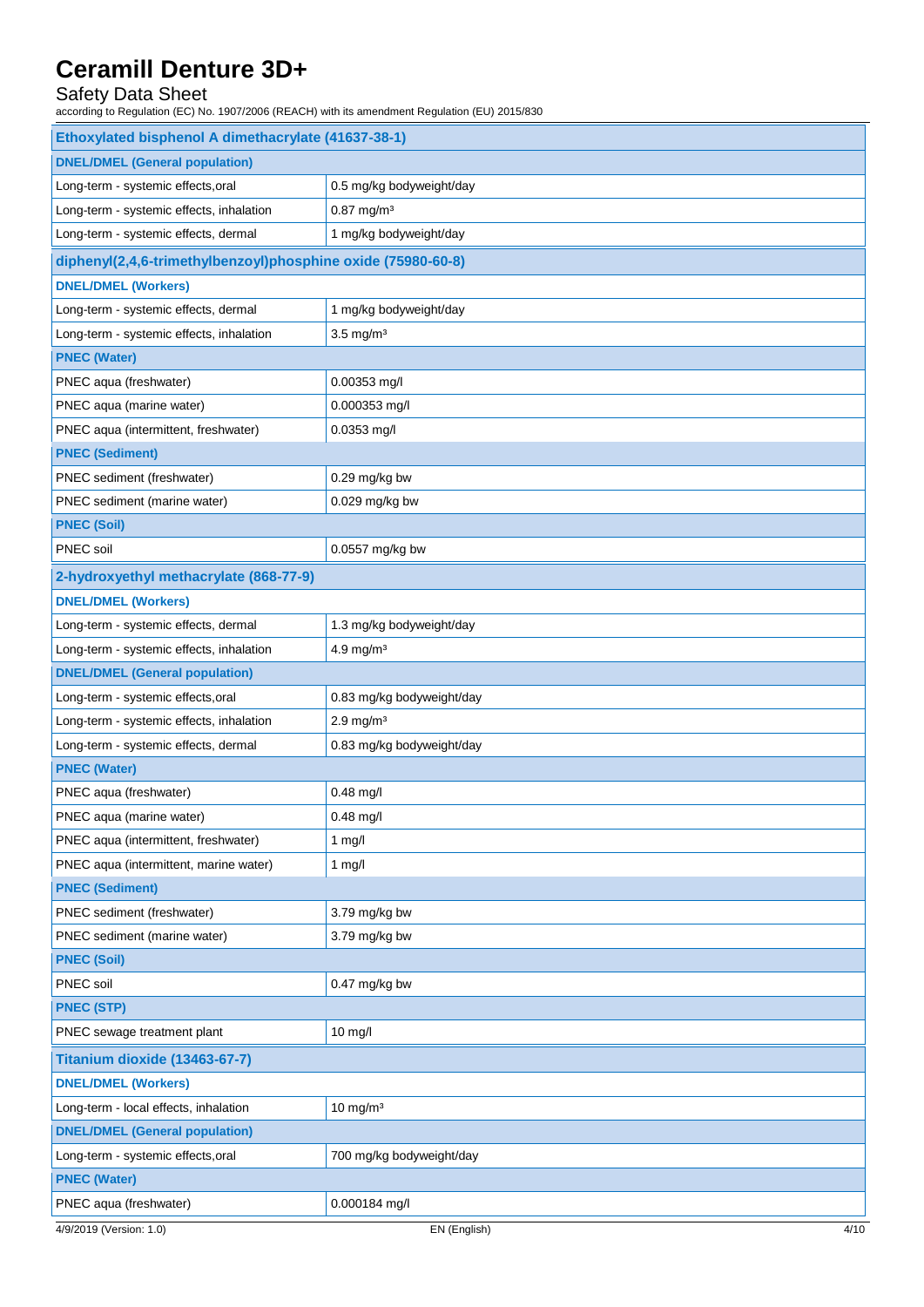| Ethoxylated bisphenol A dimethacrylate (41637-38-1) | |
|---|---|
| **DNEL/DMEL (General population)** | |
| Long-term - systemic effects,oral | 0.5 mg/kg bodyweight/day |
| Long-term - systemic effects, inhalation | 0.87 mg/m³ |
| Long-term - systemic effects, dermal | 1 mg/kg bodyweight/day |

| diphenyl(2,4,6-trimethylbenzoyl)phosphine oxide (75980-60-8) | |
|---|---|
| **DNEL/DMEL (Workers)** | |
| Long-term - systemic effects, dermal | 1 mg/kg bodyweight/day |
| Long-term - systemic effects, inhalation | 3.5 mg/m³ |
| **PNEC (Water)** | |
| PNEC aqua (freshwater) | 0.00353 mg/l |
| PNEC aqua (marine water) | 0.000353 mg/l |
| PNEC aqua (intermittent, freshwater) | 0.0353 mg/l |
| **PNEC (Sediment)** | |
| PNEC sediment (freshwater) | 0.29 mg/kg bw |
| PNEC sediment (marine water) | 0.029 mg/kg bw |
| **PNEC (Soil)** | |
| PNEC soil | 0.0557 mg/kg bw |

| 2-hydroxyethyl methacrylate (868-77-9) | |
|---|---|
| **DNEL/DMEL (Workers)** | |
| Long-term - systemic effects, dermal | 1.3 mg/kg bodyweight/day |
| Long-term - systemic effects, inhalation | 4.9 mg/m³ |
| **DNEL/DMEL (General population)** | |
| Long-term - systemic effects,oral | 0.83 mg/kg bodyweight/day |
| Long-term - systemic effects, inhalation | 2.9 mg/m³ |
| Long-term - systemic effects, dermal | 0.83 mg/kg bodyweight/day |
| **PNEC (Water)** | |
| PNEC aqua (freshwater) | 0.48 mg/l |
| PNEC aqua (marine water) | 0.48 mg/l |
| PNEC aqua (intermittent, freshwater) | 1 mg/l |
| PNEC aqua (intermittent, marine water) | 1 mg/l |
| **PNEC (Sediment)** | |
| PNEC sediment (freshwater) | 3.79 mg/kg bw |
| PNEC sediment (marine water) | 3.79 mg/kg bw |
| **PNEC (Soil)** | |
| PNEC soil | 0.47 mg/kg bw |
| **PNEC (STP)** | |
| PNEC sewage treatment plant | 10 mg/l |

| Titanium dioxide (13463-67-7) | |
|---|---|
| **DNEL/DMEL (Workers)** | |
| Long-term - local effects, inhalation | 10 mg/m³ |
| **DNEL/DMEL (General population)** | |
| Long-term - systemic effects,oral | 700 mg/kg bodyweight/day |
| **PNEC (Water)** | |
| PNEC aqua (freshwater) | 0.000184 mg/l |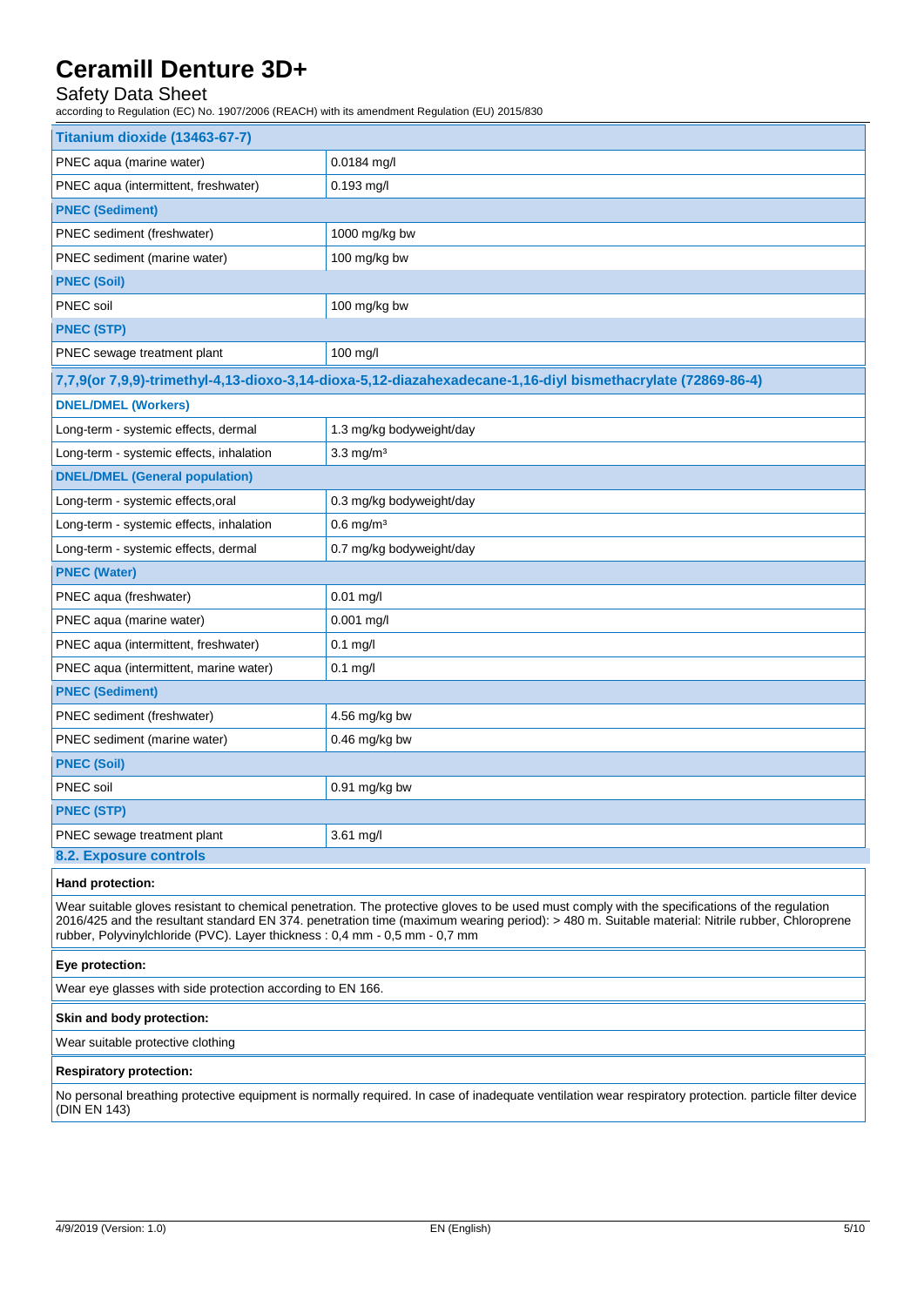| Titanium dioxide (13463-67-7) | |
|---|---|
| PNEC aqua (marine water) | 0.0184 mg/l |
| PNEC aqua (intermittent, freshwater) | 0.193 mg/l |
| **PNEC (Sediment)** | |
| PNEC sediment (freshwater) | 1000 mg/kg bw |
| PNEC sediment (marine water) | 100 mg/kg bw |
| **PNEC (Soil)** | |
| PNEC soil | 100 mg/kg bw |
| **PNEC (STP)** | |
| PNEC sewage treatment plant | 100 mg/l |

| 7,7,9(or 7,9,9)-trimethyl-4,13-dioxo-3,14-dioxa-5,12-diazahexadecane-1,16-diyl bismethacrylate (72869-86-4) | |
|---|---|
| **DNEL/DMEL (Workers)** | |
| Long-term - systemic effects, dermal | 1.3 mg/kg bodyweight/day |
| Long-term - systemic effects, inhalation | 3.3 mg/m³ |
| **DNEL/DMEL (General population)** | |
| Long-term - systemic effects,oral | 0.3 mg/kg bodyweight/day |
| Long-term - systemic effects, inhalation | 0.6 mg/m³ |
| Long-term - systemic effects, dermal | 0.7 mg/kg bodyweight/day |
| **PNEC (Water)** | |
| PNEC aqua (freshwater) | 0.01 mg/l |
| PNEC aqua (marine water) | 0.001 mg/l |
| PNEC aqua (intermittent, freshwater) | 0.1 mg/l |
| PNEC aqua (intermittent, marine water) | 0.1 mg/l |
| **PNEC (Sediment)** | |
| PNEC sediment (freshwater) | 4.56 mg/kg bw |
| PNEC sediment (marine water) | 0.46 mg/kg bw |
| **PNEC (Soil)** | |
| PNEC soil | 0.91 mg/kg bw |
| **PNEC (STP)** | |
| PNEC sewage treatment plant | 3.61 mg/l |

### 8.2. Exposure controls

**Hand protection:**

Wear suitable gloves resistant to chemical penetration. The protective gloves to be used must comply with the specifications of the regulation 2016/425 and the resultant standard EN 374. penetration time (maximum wearing period): > 480 m. Suitable material: Nitrile rubber, Chloroprene rubber, Polyvinylchloride (PVC). Layer thickness : 0,4 mm - 0,5 mm - 0,7 mm

**Eye protection:**

Wear eye glasses with side protection according to EN 166.

**Skin and body protection:**

Wear suitable protective clothing

**Respiratory protection:**

No personal breathing protective equipment is normally required. In case of inadequate ventilation wear respiratory protection. particle filter device (DIN EN 143)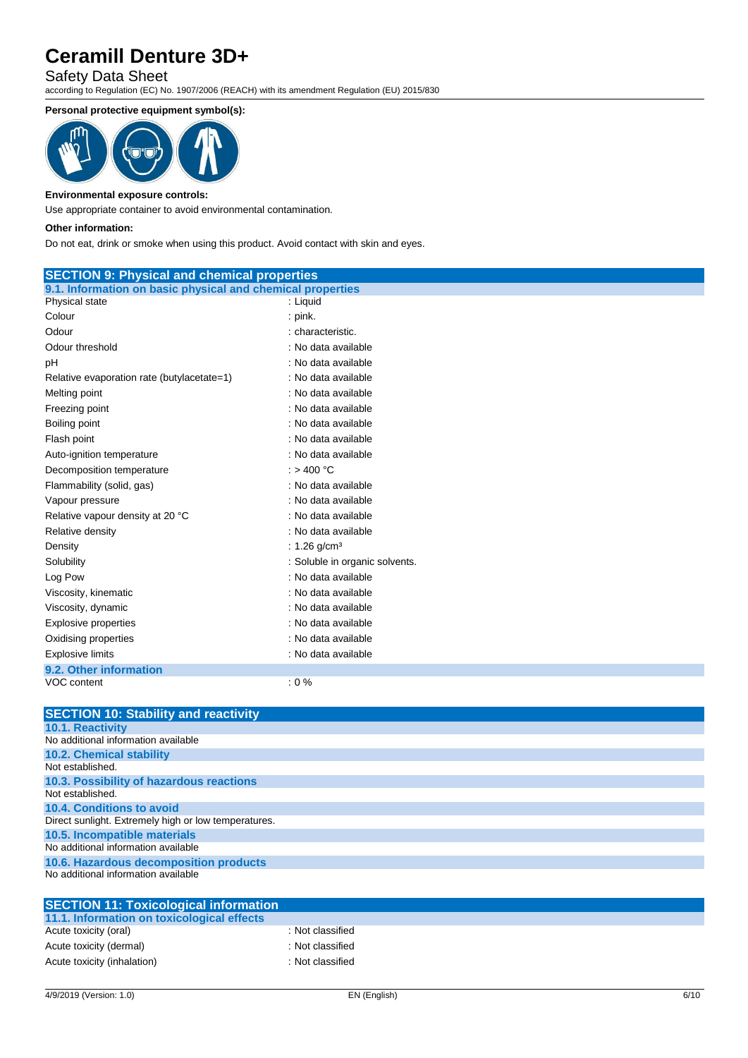**Personal protective equipment symbol(s):**

**Environmental exposure controls:**

Use appropriate container to avoid environmental contamination.

**Other information:**

Do not eat, drink or smoke when using this product. Avoid contact with skin and eyes.

## SECTION 9: Physical and chemical properties

### 9.1. Information on basic physical and chemical properties

| Property | Value |
|---|---|
| Physical state | : Liquid |
| Colour | : pink. |
| Odour | : characteristic. |
| Odour threshold | : No data available |
| pH | : No data available |
| Relative evaporation rate (butylacetate=1) | : No data available |
| Melting point | : No data available |
| Freezing point | : No data available |
| Boiling point | : No data available |
| Flash point | : No data available |
| Auto-ignition temperature | : No data available |
| Decomposition temperature | : > 400 °C |
| Flammability (solid, gas) | : No data available |
| Vapour pressure | : No data available |
| Relative vapour density at 20 °C | : No data available |
| Relative density | : No data available |
| Density | : 1.26 g/cm³ |
| Solubility | : Soluble in organic solvents. |
| Log Pow | : No data available |
| Viscosity, kinematic | : No data available |
| Viscosity, dynamic | : No data available |
| Explosive properties | : No data available |
| Oxidising properties | : No data available |
| Explosive limits | : No data available |

### 9.2. Other information

| Property | Value |
|---|---|
| VOC content | : 0 % |

## SECTION 10: Stability and reactivity

### 10.1. Reactivity

No additional information available

### 10.2. Chemical stability

Not established.

### 10.3. Possibility of hazardous reactions

Not established.

### 10.4. Conditions to avoid

Direct sunlight. Extremely high or low temperatures.

### 10.5. Incompatible materials

No additional information available

### 10.6. Hazardous decomposition products

No additional information available

## SECTION 11: Toxicological information

### 11.1. Information on toxicological effects

| Property | Value |
|---|---|
| Acute toxicity (oral) | : Not classified |
| Acute toxicity (dermal) | : Not classified |
| Acute toxicity (inhalation) | : Not classified |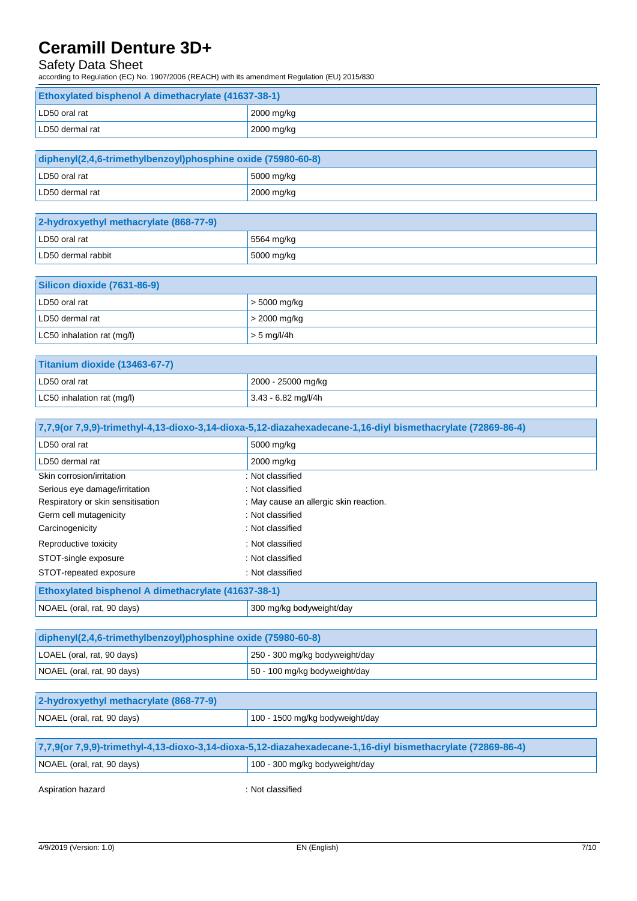| Ethoxylated bisphenol A dimethacrylate (41637-38-1) | |
|---|---|
| LD50 oral rat | 2000 mg/kg |
| LD50 dermal rat | 2000 mg/kg |

| diphenyl(2,4,6-trimethylbenzoyl)phosphine oxide (75980-60-8) | |
|---|---|
| LD50 oral rat | 5000 mg/kg |
| LD50 dermal rat | 2000 mg/kg |

| 2-hydroxyethyl methacrylate (868-77-9) | |
|---|---|
| LD50 oral rat | 5564 mg/kg |
| LD50 dermal rabbit | 5000 mg/kg |

| Silicon dioxide (7631-86-9) | |
|---|---|
| LD50 oral rat | > 5000 mg/kg |
| LD50 dermal rat | > 2000 mg/kg |
| LC50 inhalation rat (mg/l) | > 5 mg/l/4h |

| Titanium dioxide (13463-67-7) | |
|---|---|
| LD50 oral rat | 2000 - 25000 mg/kg |
| LC50 inhalation rat (mg/l) | 3.43 - 6.82 mg/l/4h |

| 7,7,9(or 7,9,9)-trimethyl-4,13-dioxo-3,14-dioxa-5,12-diazahexadecane-1,16-diyl bismethacrylate (72869-86-4) | |
|---|---|
| LD50 oral rat | 5000 mg/kg |
| LD50 dermal rat | 2000 mg/kg |

Skin corrosion/irritation : Not classified

Serious eye damage/irritation : Not classified

Respiratory or skin sensitisation : May cause an allergic skin reaction.

Germ cell mutagenicity : Not classified

Carcinogenicity : Not classified

Reproductive toxicity : Not classified

STOT-single exposure : Not classified

STOT-repeated exposure : Not classified

| Ethoxylated bisphenol A dimethacrylate (41637-38-1) | |
|---|---|
| NOAEL (oral, rat, 90 days) | 300 mg/kg bodyweight/day |

| diphenyl(2,4,6-trimethylbenzoyl)phosphine oxide (75980-60-8) | |
|---|---|
| LOAEL (oral, rat, 90 days) | 250 - 300 mg/kg bodyweight/day |
| NOAEL (oral, rat, 90 days) | 50 - 100 mg/kg bodyweight/day |

| 2-hydroxyethyl methacrylate (868-77-9) | |
|---|---|
| NOAEL (oral, rat, 90 days) | 100 - 1500 mg/kg bodyweight/day |

| 7,7,9(or 7,9,9)-trimethyl-4,13-dioxo-3,14-dioxa-5,12-diazahexadecane-1,16-diyl bismethacrylate (72869-86-4) | |
|---|---|
| NOAEL (oral, rat, 90 days) | 100 - 300 mg/kg bodyweight/day |

Aspiration hazard : Not classified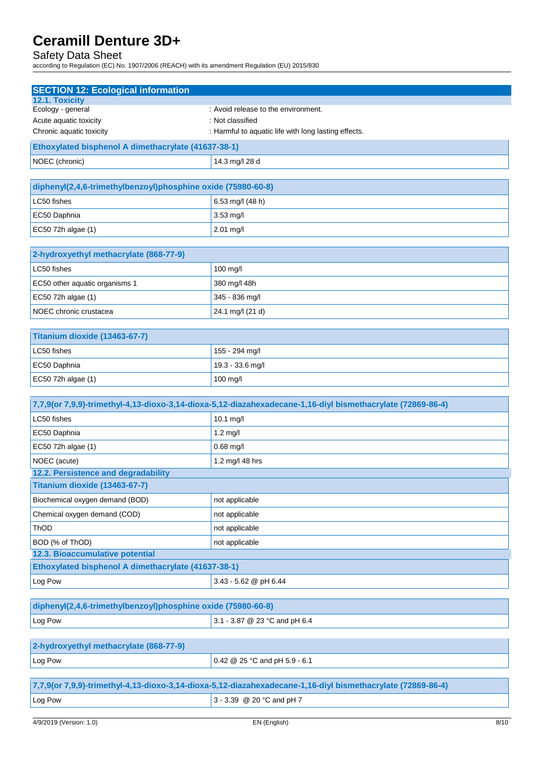## SECTION 12: Ecological information

### 12.1. Toxicity

Ecology - general : Avoid release to the environment.

Acute aquatic toxicity : Not classified

Chronic aquatic toxicity : Harmful to aquatic life with long lasting effects.

| Ethoxylated bisphenol A dimethacrylate (41637-38-1) | |
|---|---|
| NOEC (chronic) | 14.3 mg/l 28 d |

| diphenyl(2,4,6-trimethylbenzoyl)phosphine oxide (75980-60-8) | |
|---|---|
| LC50 fishes | 6.53 mg/l (48 h) |
| EC50 Daphnia | 3.53 mg/l |
| EC50 72h algae (1) | 2.01 mg/l |

| 2-hydroxyethyl methacrylate (868-77-9) | |
|---|---|
| LC50 fishes | 100 mg/l |
| EC50 other aquatic organisms 1 | 380 mg/l 48h |
| EC50 72h algae (1) | 345 - 836 mg/l |
| NOEC chronic crustacea | 24.1 mg/l (21 d) |

| Titanium dioxide (13463-67-7) | |
|---|---|
| LC50 fishes | 155 - 294 mg/l |
| EC50 Daphnia | 19.3 - 33.6 mg/l |
| EC50 72h algae (1) | 100 mg/l |

| 7,7,9(or 7,9,9)-trimethyl-4,13-dioxo-3,14-dioxa-5,12-diazahexadecane-1,16-diyl bismethacrylate (72869-86-4) | |
|---|---|
| LC50 fishes | 10.1 mg/l |
| EC50 Daphnia | 1.2 mg/l |
| EC50 72h algae (1) | 0.68 mg/l |
| NOEC (acute) | 1.2 mg/l 48 hrs |

### 12.2. Persistence and degradability

| Titanium dioxide (13463-67-7) | |
|---|---|
| Biochemical oxygen demand (BOD) | not applicable |
| Chemical oxygen demand (COD) | not applicable |
| ThOD | not applicable |
| BOD (% of ThOD) | not applicable |

### 12.3. Bioaccumulative potential

| Ethoxylated bisphenol A dimethacrylate (41637-38-1) | |
|---|---|
| Log Pow | 3.43 - 5.62 @ pH 6.44 |

| diphenyl(2,4,6-trimethylbenzoyl)phosphine oxide (75980-60-8) | |
|---|---|
| Log Pow | 3.1 - 3.87 @ 23 °C and pH 6.4 |

| 2-hydroxyethyl methacrylate (868-77-9) | |
|---|---|
| Log Pow | 0.42 @ 25 °C and pH 5.9 - 6.1 |

| 7,7,9(or 7,9,9)-trimethyl-4,13-dioxo-3,14-dioxa-5,12-diazahexadecane-1,16-diyl bismethacrylate (72869-86-4) | |
|---|---|
| Log Pow | 3 - 3.39 @ 20 °C and pH 7 |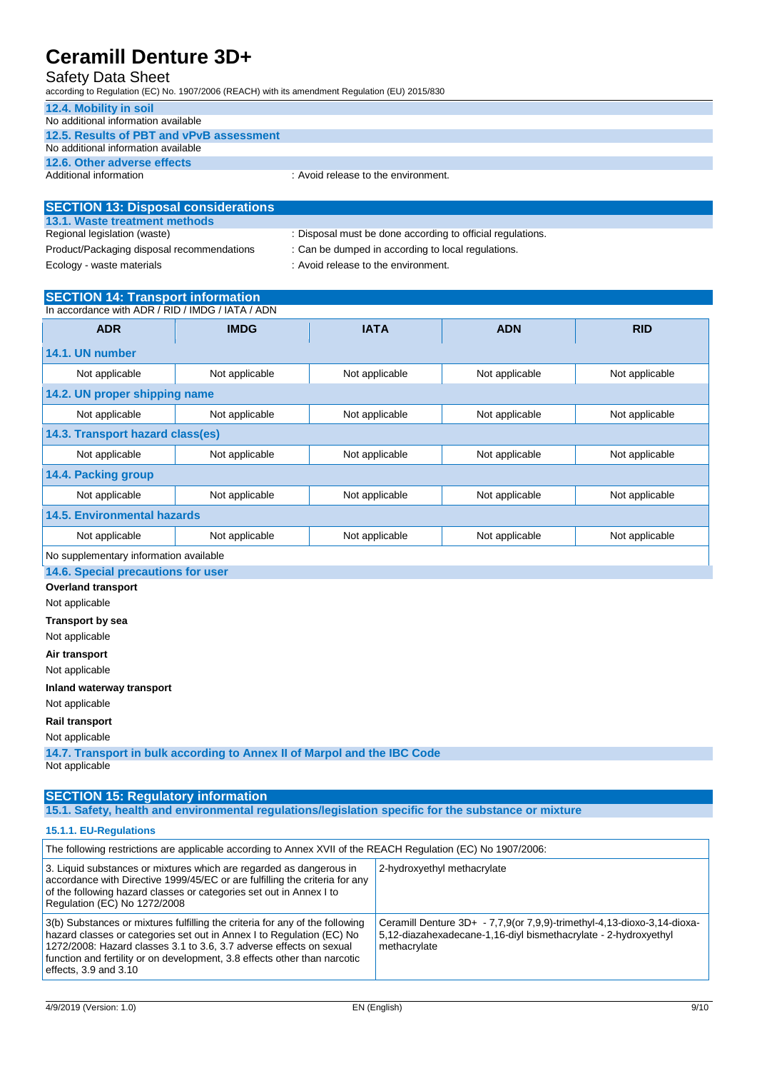### 12.4. Mobility in soil

No additional information available

### 12.5. Results of PBT and vPvB assessment

No additional information available

### 12.6. Other adverse effects

Additional information : Avoid release to the environment.

## SECTION 13: Disposal considerations

### 13.1. Waste treatment methods

Regional legislation (waste) : Disposal must be done according to official regulations.

Product/Packaging disposal recommendations : Can be dumped in according to local regulations.

Ecology - waste materials : Avoid release to the environment.

## SECTION 14: Transport information

In accordance with ADR / RID / IMDG / IATA / ADN

| ADR | IMDG | IATA | ADN | RID |
|---|---|---|---|---|
| **14.1. UN number** | | | | |
| Not applicable | Not applicable | Not applicable | Not applicable | Not applicable |
| **14.2. UN proper shipping name** | | | | |
| Not applicable | Not applicable | Not applicable | Not applicable | Not applicable |
| **14.3. Transport hazard class(es)** | | | | |
| Not applicable | Not applicable | Not applicable | Not applicable | Not applicable |
| **14.4. Packing group** | | | | |
| Not applicable | Not applicable | Not applicable | Not applicable | Not applicable |
| **14.5. Environmental hazards** | | | | |
| Not applicable | Not applicable | Not applicable | Not applicable | Not applicable |
| No supplementary information available | | | | |

### 14.6. Special precautions for user

**Overland transport**

Not applicable

**Transport by sea**

Not applicable

**Air transport**

Not applicable

**Inland waterway transport**

Not applicable

**Rail transport**

Not applicable

### 14.7. Transport in bulk according to Annex II of Marpol and the IBC Code

Not applicable

## SECTION 15: Regulatory information

### 15.1. Safety, health and environmental regulations/legislation specific for the substance or mixture

#### 15.1.1. EU-Regulations

| The following restrictions are applicable according to Annex XVII of the REACH Regulation (EC) No 1907/2006: | |
|---|---|
| 3. Liquid substances or mixtures which are regarded as dangerous in accordance with Directive 1999/45/EC or are fulfilling the criteria for any of the following hazard classes or categories set out in Annex I to Regulation (EC) No 1272/2008 | 2-hydroxyethyl methacrylate |
| 3(b) Substances or mixtures fulfilling the criteria for any of the following hazard classes or categories set out in Annex I to Regulation (EC) No 1272/2008: Hazard classes 3.1 to 3.6, 3.7 adverse effects on sexual function and fertility or on development, 3.8 effects other than narcotic effects, 3.9 and 3.10 | Ceramill Denture 3D+ - 7,7,9(or 7,9,9)-trimethyl-4,13-dioxo-3,14-dioxa-5,12-diazahexadecane-1,16-diyl bismethacrylate - 2-hydroxyethyl methacrylate |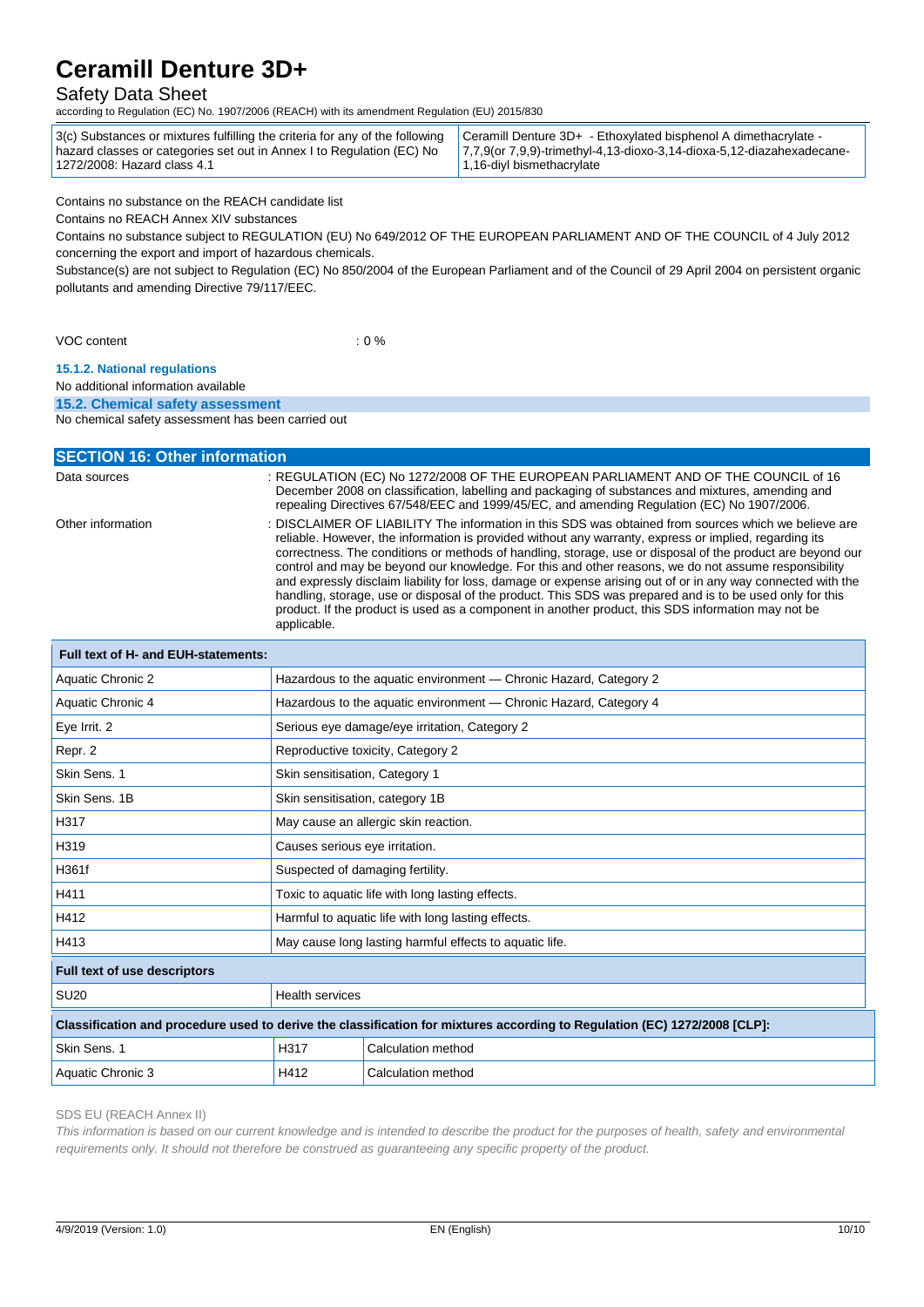| | |
|---|---|
| 3(c) Substances or mixtures fulfilling the criteria for any of the following hazard classes or categories set out in Annex I to Regulation (EC) No 1272/2008: Hazard class 4.1 | Ceramill Denture 3D+ - Ethoxylated bisphenol A dimethacrylate - 7,7,9(or 7,9,9)-trimethyl-4,13-dioxo-3,14-dioxa-5,12-diazahexadecane-1,16-diyl bismethacrylate |

Contains no substance on the REACH candidate list

Contains no REACH Annex XIV substances

Contains no substance subject to REGULATION (EU) No 649/2012 OF THE EUROPEAN PARLIAMENT AND OF THE COUNCIL of 4 July 2012 concerning the export and import of hazardous chemicals.

Substance(s) are not subject to Regulation (EC) No 850/2004 of the European Parliament and of the Council of 29 April 2004 on persistent organic pollutants and amending Directive 79/117/EEC.

VOC content : 0 %

#### 15.1.2. National regulations

No additional information available

### 15.2. Chemical safety assessment

No chemical safety assessment has been carried out

## SECTION 16: Other information

Data sources : REGULATION (EC) No 1272/2008 OF THE EUROPEAN PARLIAMENT AND OF THE COUNCIL of 16 December 2008 on classification, labelling and packaging of substances and mixtures, amending and repealing Directives 67/548/EEC and 1999/45/EC, and amending Regulation (EC) No 1907/2006.

Other information : DISCLAIMER OF LIABILITY The information in this SDS was obtained from sources which we believe are reliable. However, the information is provided without any warranty, express or implied, regarding its correctness. The conditions or methods of handling, storage, use or disposal of the product are beyond our control and may be beyond our knowledge. For this and other reasons, we do not assume responsibility and expressly disclaim liability for loss, damage or expense arising out of or in any way connected with the handling, storage, use or disposal of the product. This SDS was prepared and is to be used only for this product. If the product is used as a component in another product, this SDS information may not be applicable.

| Full text of H- and EUH-statements: | |
|---|---|
| Aquatic Chronic 2 | Hazardous to the aquatic environment — Chronic Hazard, Category 2 |
| Aquatic Chronic 4 | Hazardous to the aquatic environment — Chronic Hazard, Category 4 |
| Eye Irrit. 2 | Serious eye damage/eye irritation, Category 2 |
| Repr. 2 | Reproductive toxicity, Category 2 |
| Skin Sens. 1 | Skin sensitisation, Category 1 |
| Skin Sens. 1B | Skin sensitisation, category 1B |
| H317 | May cause an allergic skin reaction. |
| H319 | Causes serious eye irritation. |
| H361f | Suspected of damaging fertility. |
| H411 | Toxic to aquatic life with long lasting effects. |
| H412 | Harmful to aquatic life with long lasting effects. |
| H413 | May cause long lasting harmful effects to aquatic life. |

| Full text of use descriptors | |
|---|---|
| SU20 | Health services |

| Classification and procedure used to derive the classification for mixtures according to Regulation (EC) 1272/2008 [CLP]: | | |
|---|---|---|
| Skin Sens. 1 | H317 | Calculation method |
| Aquatic Chronic 3 | H412 | Calculation method |

SDS EU (REACH Annex II)

*This information is based on our current knowledge and is intended to describe the product for the purposes of health, safety and environmental requirements only. It should not therefore be construed as guaranteeing any specific property of the product.*